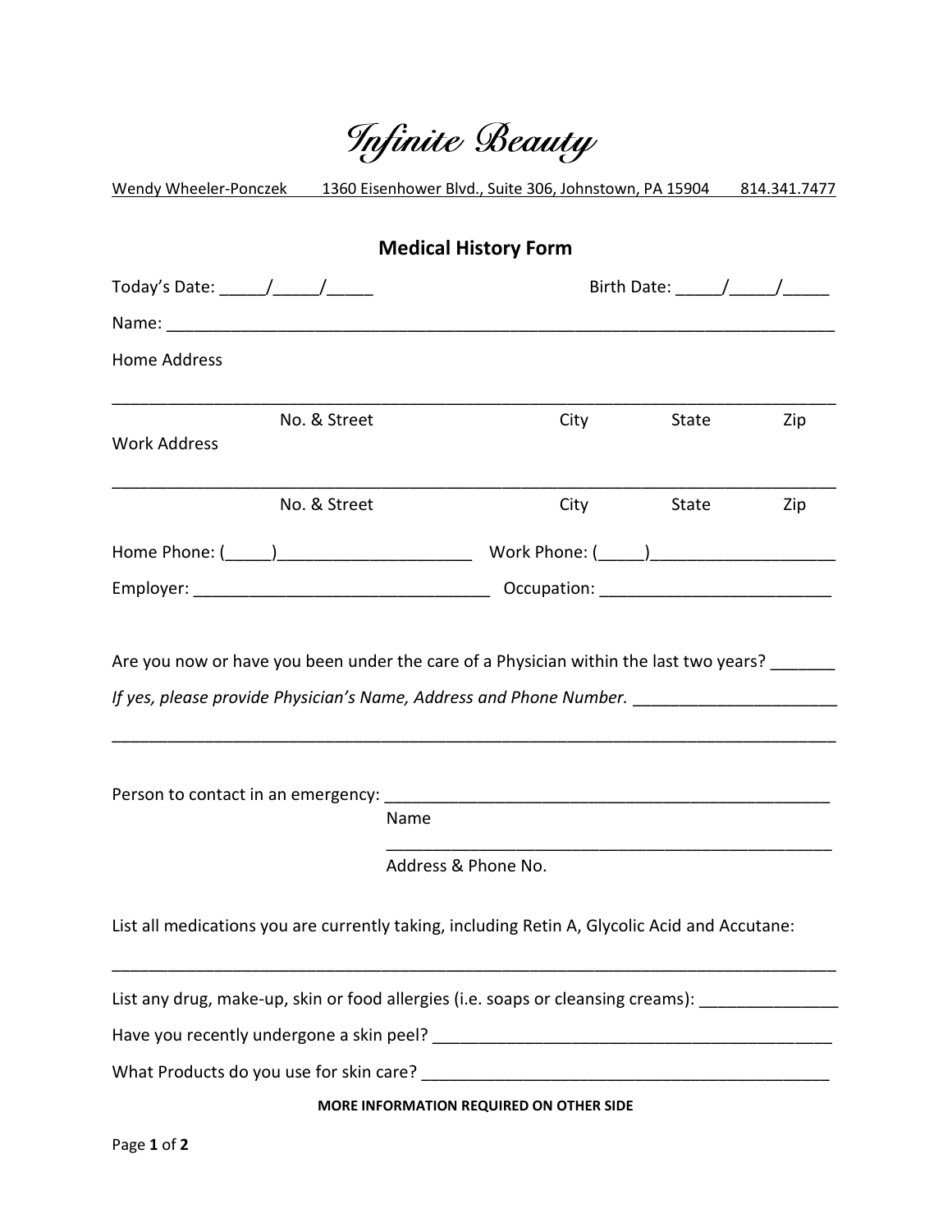# Infinite Beauty

Wendy Wheeler-Ponczek 1360 Eisenhower Blvd., Suite 306, Johnstown, PA 15904 814.341.7477

## Medical History Form

Today's Date: _____/_____/_____ Birth Date: _____/_____/_____

Name: ___________________________________________________________________________

Home Address

_________________________________________________________________________________

No. & Street City State Zip

Work Address

_________________________________________________________________________________

No. & Street City State Zip

Home Phone: (_____)_____________________ Work Phone: (_____)____________________

Employer: ________________________________ Occupation: _________________________

Are you now or have you been under the care of a Physician within the last two years? _______

*If yes, please provide Physician's Name, Address and Phone Number.* ______________________

_________________________________________________________________________________

Person to contact in an emergency: __________________________________________________

Name

__________________________________________________

Address & Phone No.

List all medications you are currently taking, including Retin A, Glycolic Acid and Accutane:

_________________________________________________________________________________

List any drug, make-up, skin or food allergies (i.e. soaps or cleansing creams): _______________

Have you recently undergone a skin peel? ___________________________________________

What Products do you use for skin care? ____________________________________________

**MORE INFORMATION REQUIRED ON OTHER SIDE**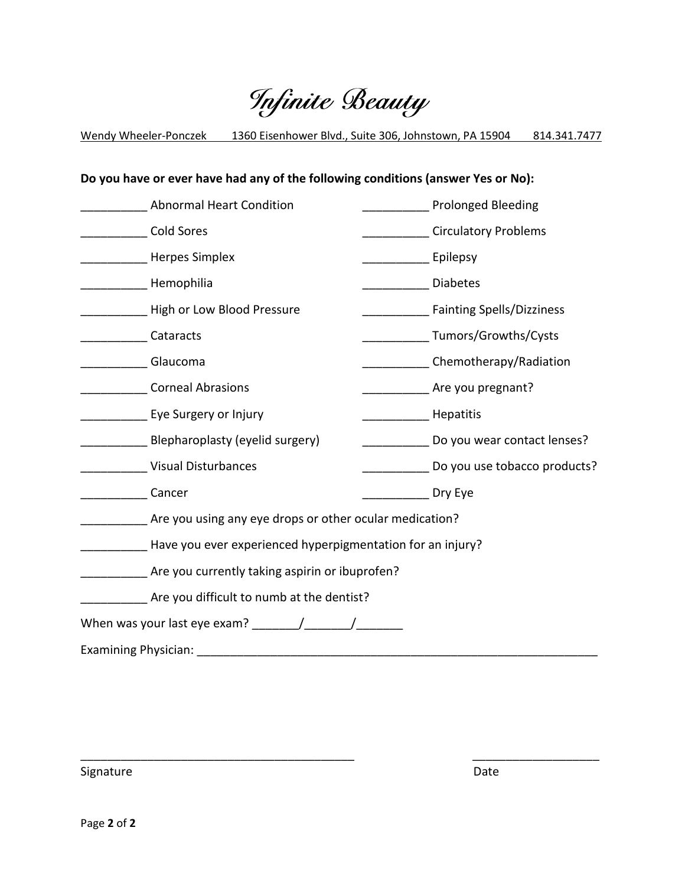# *Infinite Beauty*

Wendy Wheeler-Ponczek    1360 Eisenhower Blvd., Suite 306, Johnstown, PA 15904    814.341.7477

**Do you have or ever have had any of the following conditions (answer Yes or No):**

__________ Abnormal Heart Condition

__________ Cold Sores

__________ Herpes Simplex

__________ Hemophilia

__________ High or Low Blood Pressure

__________ Cataracts

__________ Glaucoma

__________ Corneal Abrasions

__________ Eye Surgery or Injury

__________ Blepharoplasty (eyelid surgery)

__________ Visual Disturbances

__________ Cancer

__________ Prolonged Bleeding

__________ Circulatory Problems

__________ Epilepsy

__________ Diabetes

__________ Fainting Spells/Dizziness

__________ Tumors/Growths/Cysts

__________ Chemotherapy/Radiation

__________ Are you pregnant?

__________ Hepatitis

__________ Do you wear contact lenses?

__________ Do you use tobacco products?

__________ Dry Eye

__________ Are you using any eye drops or other ocular medication?

__________ Have you ever experienced hyperpigmentation for an injury?

__________ Are you currently taking aspirin or ibuprofen?

__________ Are you difficult to numb at the dentist?

When was your last eye exam? _______/_______/_______

Examining Physician: _______________________________________________________________

__________________________________________    ___________________

Signature    Date